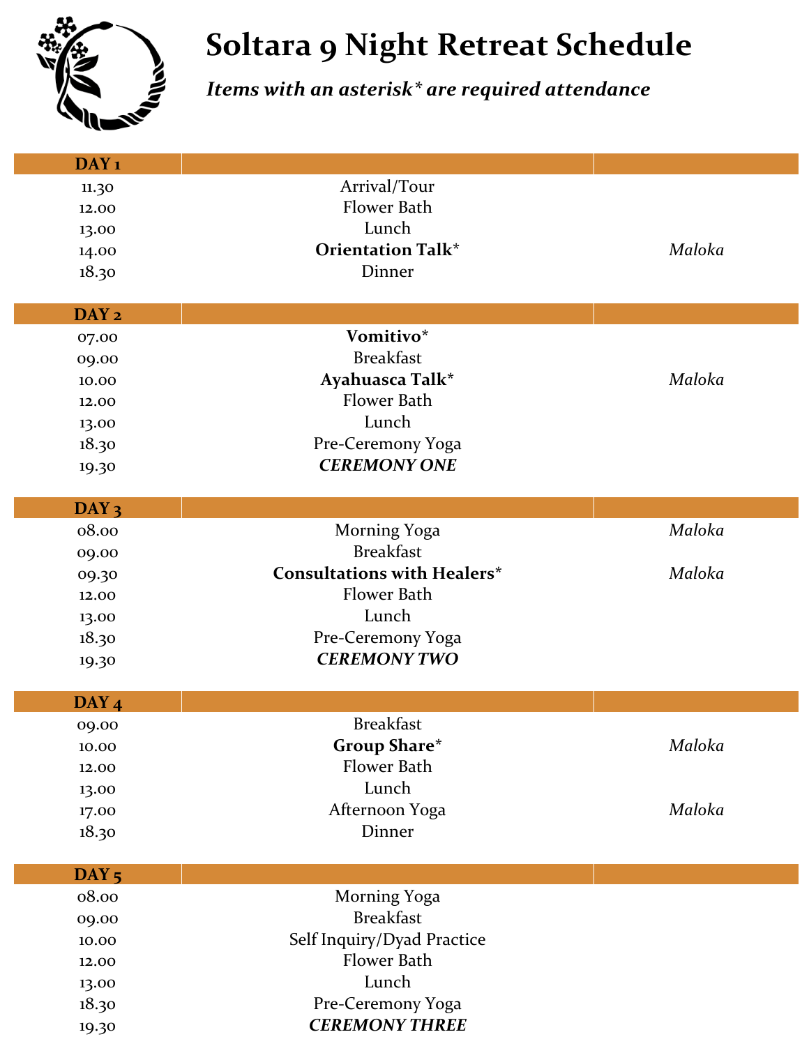# Soltara 9 Night Retreat Schedule

***Items with an asterisk* are required attendance***

| DAY 1 | | |
|---|---|---|
| 11.30 | Arrival/Tour | |
| 12.00 | Flower Bath | |
| 13.00 | Lunch | |
| 14.00 | **Orientation Talk*** | *Maloka* |
| 18.30 | Dinner | |

| DAY 2 | | |
|---|---|---|
| 07.00 | **Vomitivo*** | |
| 09.00 | Breakfast | |
| 10.00 | **Ayahuasca Talk*** | *Maloka* |
| 12.00 | Flower Bath | |
| 13.00 | Lunch | |
| 18.30 | Pre-Ceremony Yoga | |
| 19.30 | ***CEREMONY ONE*** | |

| DAY 3 | | |
|---|---|---|
| 08.00 | Morning Yoga | *Maloka* |
| 09.00 | Breakfast | |
| 09.30 | **Consultations with Healers*** | *Maloka* |
| 12.00 | Flower Bath | |
| 13.00 | Lunch | |
| 18.30 | Pre-Ceremony Yoga | |
| 19.30 | ***CEREMONY TWO*** | |

| DAY 4 | | |
|---|---|---|
| 09.00 | Breakfast | |
| 10.00 | **Group Share*** | *Maloka* |
| 12.00 | Flower Bath | |
| 13.00 | Lunch | |
| 17.00 | Afternoon Yoga | *Maloka* |
| 18.30 | Dinner | |

| DAY 5 | | |
|---|---|---|
| 08.00 | Morning Yoga | |
| 09.00 | Breakfast | |
| 10.00 | Self Inquiry/Dyad Practice | |
| 12.00 | Flower Bath | |
| 13.00 | Lunch | |
| 18.30 | Pre-Ceremony Yoga | |
| 19.30 | ***CEREMONY THREE*** | |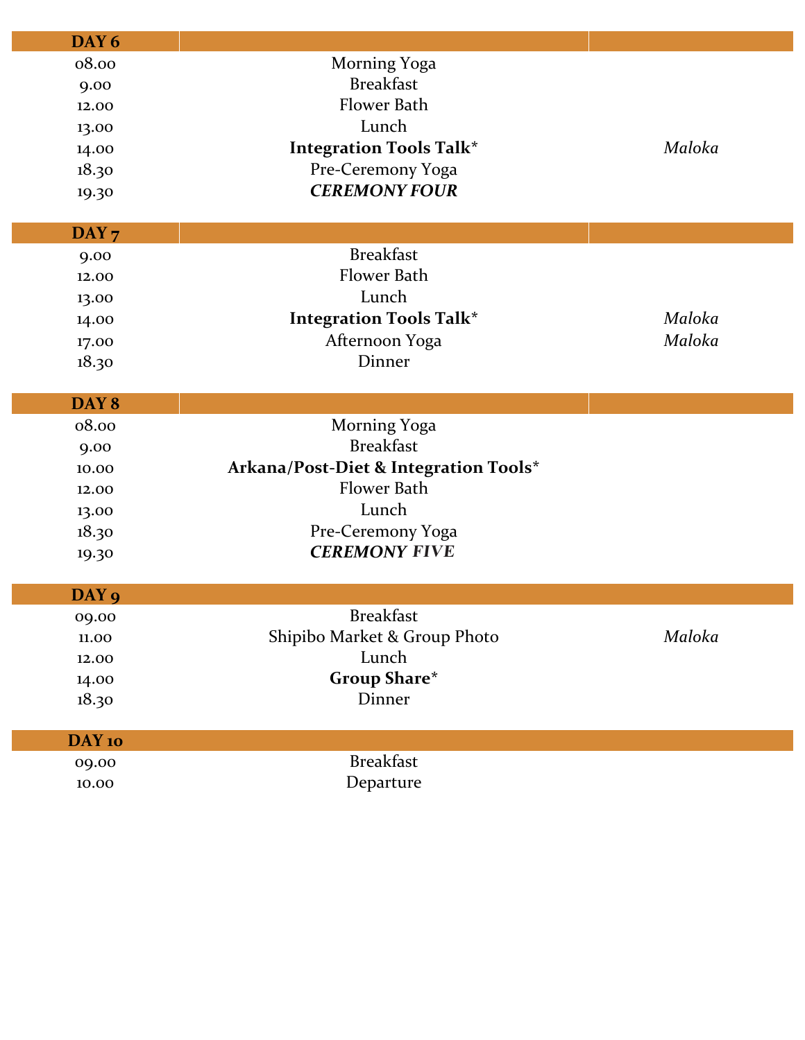| DAY 6 | | |
|---|---|---|
| 08.00 | Morning Yoga | |
| 9.00 | Breakfast | |
| 12.00 | Flower Bath | |
| 13.00 | Lunch | |
| 14.00 | **Integration Tools Talk*** | *Maloka* |
| 18.30 | Pre-Ceremony Yoga | |
| 19.30 | ***CEREMONY FOUR*** | |

| DAY 7 | | |
|---|---|---|
| 9.00 | Breakfast | |
| 12.00 | Flower Bath | |
| 13.00 | Lunch | |
| 14.00 | **Integration Tools Talk*** | *Maloka* |
| 17.00 | Afternoon Yoga | *Maloka* |
| 18.30 | Dinner | |

| DAY 8 | | |
|---|---|---|
| 08.00 | Morning Yoga | |
| 9.00 | Breakfast | |
| 10.00 | **Arkana/Post-Diet & Integration Tools*** | |
| 12.00 | Flower Bath | |
| 13.00 | Lunch | |
| 18.30 | Pre-Ceremony Yoga | |
| 19.30 | ***CEREMONY FIVE*** | |

| DAY 9 | | |
|---|---|---|
| 09.00 | Breakfast | |
| 11.00 | Shipibo Market & Group Photo | *Maloka* |
| 12.00 | Lunch | |
| 14.00 | **Group Share*** | |
| 18.30 | Dinner | |

| DAY 10 | | |
|---|---|---|
| 09.00 | Breakfast | |
| 10.00 | Departure | |